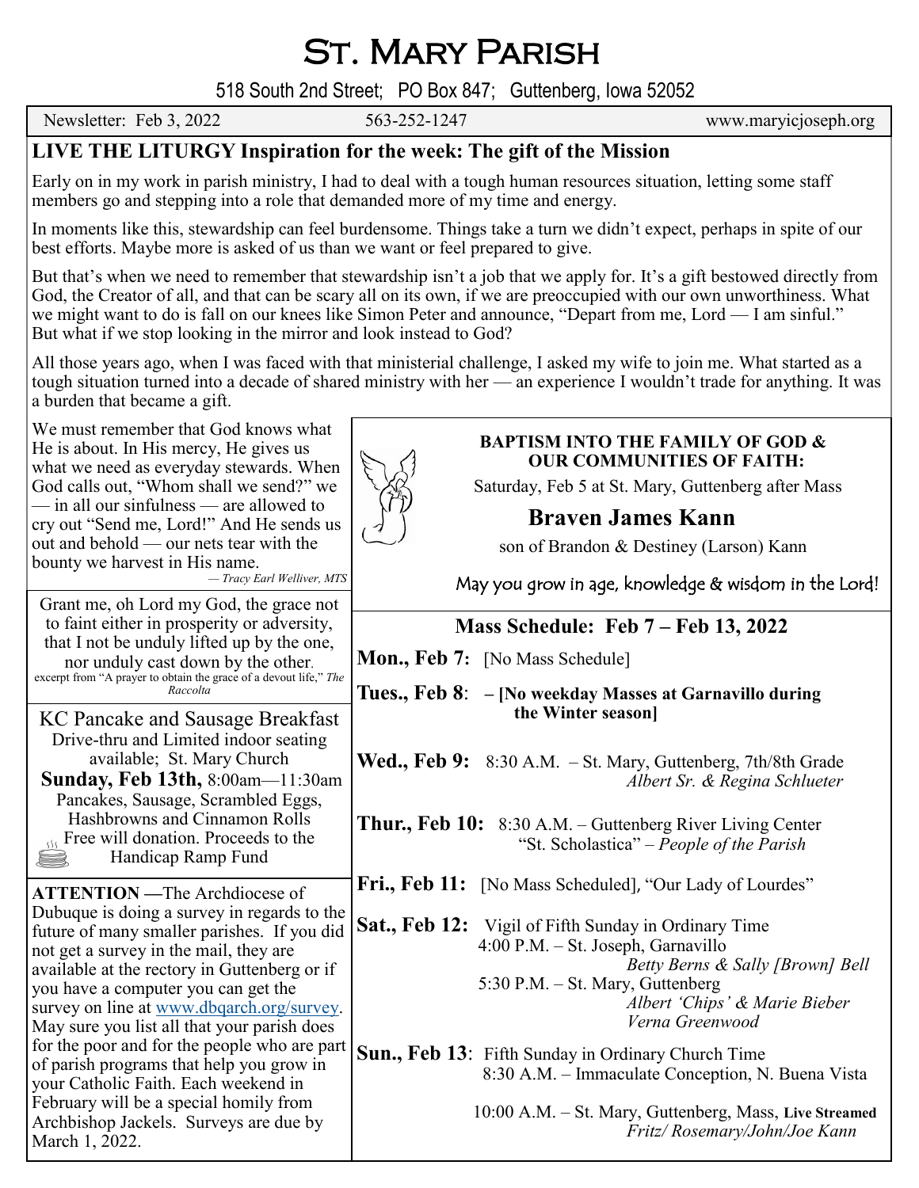# St. Mary Parish

518 South 2nd Street; PO Box 847; Guttenberg, Iowa 52052

Newsletter: Feb 3, 2022 | 563-252-1247 | www.maryicjoseph.org

## LIVE THE LITURGY Inspiration for the week: The gift of the Mission

Early on in my work in parish ministry, I had to deal with a tough human resources situation, letting some staff members go and stepping into a role that demanded more of my time and energy.

In moments like this, stewardship can feel burdensome. Things take a turn we didn't expect, perhaps in spite of our best efforts. Maybe more is asked of us than we want or feel prepared to give.

But that's when we need to remember that stewardship isn't a job that we apply for. It's a gift bestowed directly from God, the Creator of all, and that can be scary all on its own, if we are preoccupied with our own unworthiness. What we might want to do is fall on our knees like Simon Peter and announce, "Depart from me, Lord — I am sinful." But what if we stop looking in the mirror and look instead to God?

All those years ago, when I was faced with that ministerial challenge, I asked my wife to join me. What started as a tough situation turned into a decade of shared ministry with her — an experience I wouldn't trade for anything. It was a burden that became a gift.

We must remember that God knows what He is about. In His mercy, He gives us what we need as everyday stewards. When God calls out, "Whom shall we send?" we — in all our sinfulness — are allowed to cry out "Send me, Lord!" And He sends us out and behold — our nets tear with the bounty we harvest in His name.

*— Tracy Earl Welliver, MTS*

Grant me, oh Lord my God, the grace not to faint either in prosperity or adversity, that I not be unduly lifted up by the one, nor unduly cast down by the other.

excerpt from "A prayer to obtain the grace of a devout life," *The Raccolta*

### KC Pancake and Sausage Breakfast

Drive-thru and Limited indoor seating available; St. Mary Church

**Sunday, Feb 13th,** 8:00am—11:30am

Pancakes, Sausage, Scrambled Eggs, Hashbrowns and Cinnamon Rolls

Free will donation. Proceeds to the Handicap Ramp Fund

**ATTENTION** —The Archdiocese of Dubuque is doing a survey in regards to the future of many smaller parishes. If you did not get a survey in the mail, they are available at the rectory in Guttenberg or if you have a computer you can get the survey on line at www.dbqarch.org/survey. May sure you list all that your parish does for the poor and for the people who are part of parish programs that help you grow in your Catholic Faith. Each weekend in February will be a special homily from Archbishop Jackels. Surveys are due by March 1, 2022.

### BAPTISM INTO THE FAMILY OF GOD & OUR COMMUNITIES OF FAITH:

Saturday, Feb 5 at St. Mary, Guttenberg after Mass

**Braven James Kann**

son of Brandon & Destiney (Larson) Kann

May you grow in age, knowledge & wisdom in the Lord!

### Mass Schedule: Feb 7 – Feb 13, 2022

**Mon., Feb 7:** [No Mass Schedule]

**Tues., Feb 8:** – **[No weekday Masses at Garnavillo during the Winter season]**

**Wed., Feb 9:** 8:30 A.M. – St. Mary, Guttenberg, 7th/8th Grade
*Albert Sr. & Regina Schlueter*

**Thur., Feb 10:** 8:30 A.M. – Guttenberg River Living Center
"St. Scholastica" – *People of the Parish*

**Fri., Feb 11:** [No Mass Scheduled], "Our Lady of Lourdes"

**Sat., Feb 12:** Vigil of Fifth Sunday in Ordinary Time
4:00 P.M. – St. Joseph, Garnavillo
*Betty Berns & Sally [Brown] Bell*
5:30 P.M. – St. Mary, Guttenberg
*Albert 'Chips' & Marie Bieber*
*Verna Greenwood*

**Sun., Feb 13:** Fifth Sunday in Ordinary Church Time
8:30 A.M. – Immaculate Conception, N. Buena Vista

10:00 A.M. – St. Mary, Guttenberg, Mass, **Live Streamed**
*Fritz/ Rosemary/John/Joe Kann*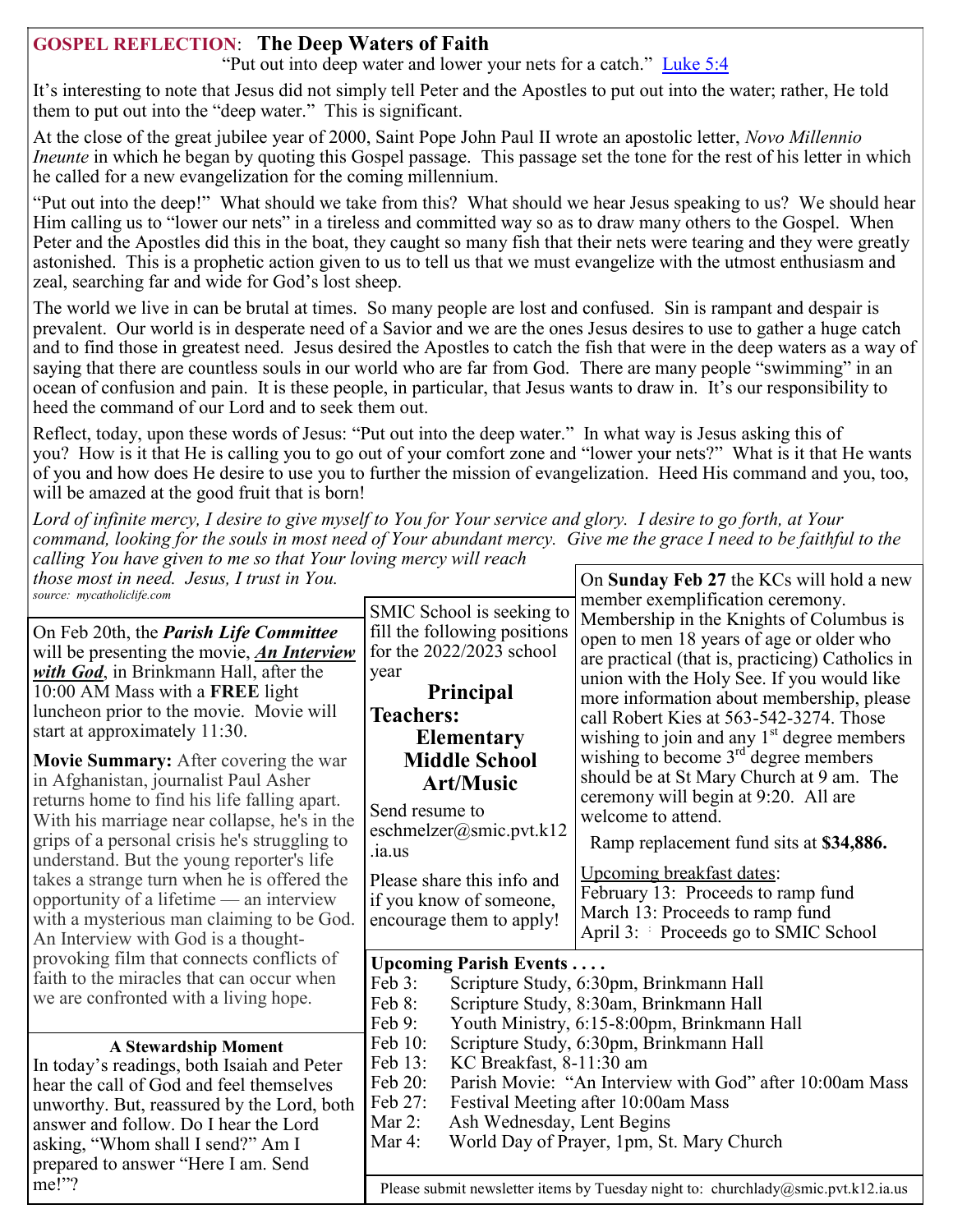## GOSPEL REFLECTION: The Deep Waters of Faith

"Put out into deep water and lower your nets for a catch." Luke 5:4

It's interesting to note that Jesus did not simply tell Peter and the Apostles to put out into the water; rather, He told them to put out into the "deep water." This is significant.

At the close of the great jubilee year of 2000, Saint Pope John Paul II wrote an apostolic letter, *Novo Millennio Ineunte* in which he began by quoting this Gospel passage. This passage set the tone for the rest of his letter in which he called for a new evangelization for the coming millennium.

"Put out into the deep!" What should we take from this? What should we hear Jesus speaking to us? We should hear Him calling us to "lower our nets" in a tireless and committed way so as to draw many others to the Gospel. When Peter and the Apostles did this in the boat, they caught so many fish that their nets were tearing and they were greatly astonished. This is a prophetic action given to us to tell us that we must evangelize with the utmost enthusiasm and zeal, searching far and wide for God's lost sheep.

The world we live in can be brutal at times. So many people are lost and confused. Sin is rampant and despair is prevalent. Our world is in desperate need of a Savior and we are the ones Jesus desires to use to gather a huge catch and to find those in greatest need. Jesus desired the Apostles to catch the fish that were in the deep waters as a way of saying that there are countless souls in our world who are far from God. There are many people "swimming" in an ocean of confusion and pain. It is these people, in particular, that Jesus wants to draw in. It's our responsibility to heed the command of our Lord and to seek them out.

Reflect, today, upon these words of Jesus: "Put out into the deep water." In what way is Jesus asking this of you? How is it that He is calling you to go out of your comfort zone and "lower your nets?" What is it that He wants of you and how does He desire to use you to further the mission of evangelization. Heed His command and you, too, will be amazed at the good fruit that is born!

*Lord of infinite mercy, I desire to give myself to You for Your service and glory. I desire to go forth, at Your command, looking for the souls in most need of Your abundant mercy. Give me the grace I need to be faithful to the calling You have given to me so that Your loving mercy will reach those most in need. Jesus, I trust in You.*

*source: mycatholiclife.com*

On Feb 20th, the ***Parish Life Committee*** will be presenting the movie, ***An Interview with God***, in Brinkmann Hall, after the 10:00 AM Mass with a **FREE** light luncheon prior to the movie. Movie will start at approximately 11:30.

**Movie Summary:** After covering the war in Afghanistan, journalist Paul Asher returns home to find his life falling apart. With his marriage near collapse, he's in the grips of a personal crisis he's struggling to understand. But the young reporter's life takes a strange turn when he is offered the opportunity of a lifetime — an interview with a mysterious man claiming to be God. An Interview with God is a thought-provoking film that connects conflicts of faith to the miracles that can occur when we are confronted with a living hope.

### A Stewardship Moment

In today's readings, both Isaiah and Peter hear the call of God and feel themselves unworthy. But, reassured by the Lord, both answer and follow. Do I hear the Lord asking, "Whom shall I send?" Am I prepared to answer "Here I am. Send me!"?

SMIC School is seeking to fill the following positions for the 2022/2023 school year

**Principal**

**Teachers:**

**Elementary**

**Middle School**

**Art/Music**

Send resume to eschmelzer@smic.pvt.k12.ia.us

Please share this info and if you know of someone, encourage them to apply!

On **Sunday Feb 27** the KCs will hold a new member exemplification ceremony. Membership in the Knights of Columbus is open to men 18 years of age or older who are practical (that is, practicing) Catholics in union with the Holy See. If you would like more information about membership, please call Robert Kies at 563-542-3274. Those wishing to join and any 1st degree members wishing to become 3rd degree members should be at St Mary Church at 9 am. The ceremony will begin at 9:20. All are welcome to attend.

Ramp replacement fund sits at **$34,886.**

Upcoming breakfast dates:
February 13: Proceeds to ramp fund
March 13: Proceeds to ramp fund
April 3: Proceeds go to SMIC School

**Upcoming Parish Events . . . .**

- Feb 3: Scripture Study, 6:30pm, Brinkmann Hall
- Feb 8: Scripture Study, 8:30am, Brinkmann Hall
- Feb 9: Youth Ministry, 6:15-8:00pm, Brinkmann Hall
- Feb 10: Scripture Study, 6:30pm, Brinkmann Hall
- Feb 13: KC Breakfast, 8-11:30 am
- Feb 20: Parish Movie: "An Interview with God" after 10:00am Mass
- Feb 27: Festival Meeting after 10:00am Mass
- Mar 2: Ash Wednesday, Lent Begins
- Mar 4: World Day of Prayer, 1pm, St. Mary Church

Please submit newsletter items by Tuesday night to: churchlady@smic.pvt.k12.ia.us